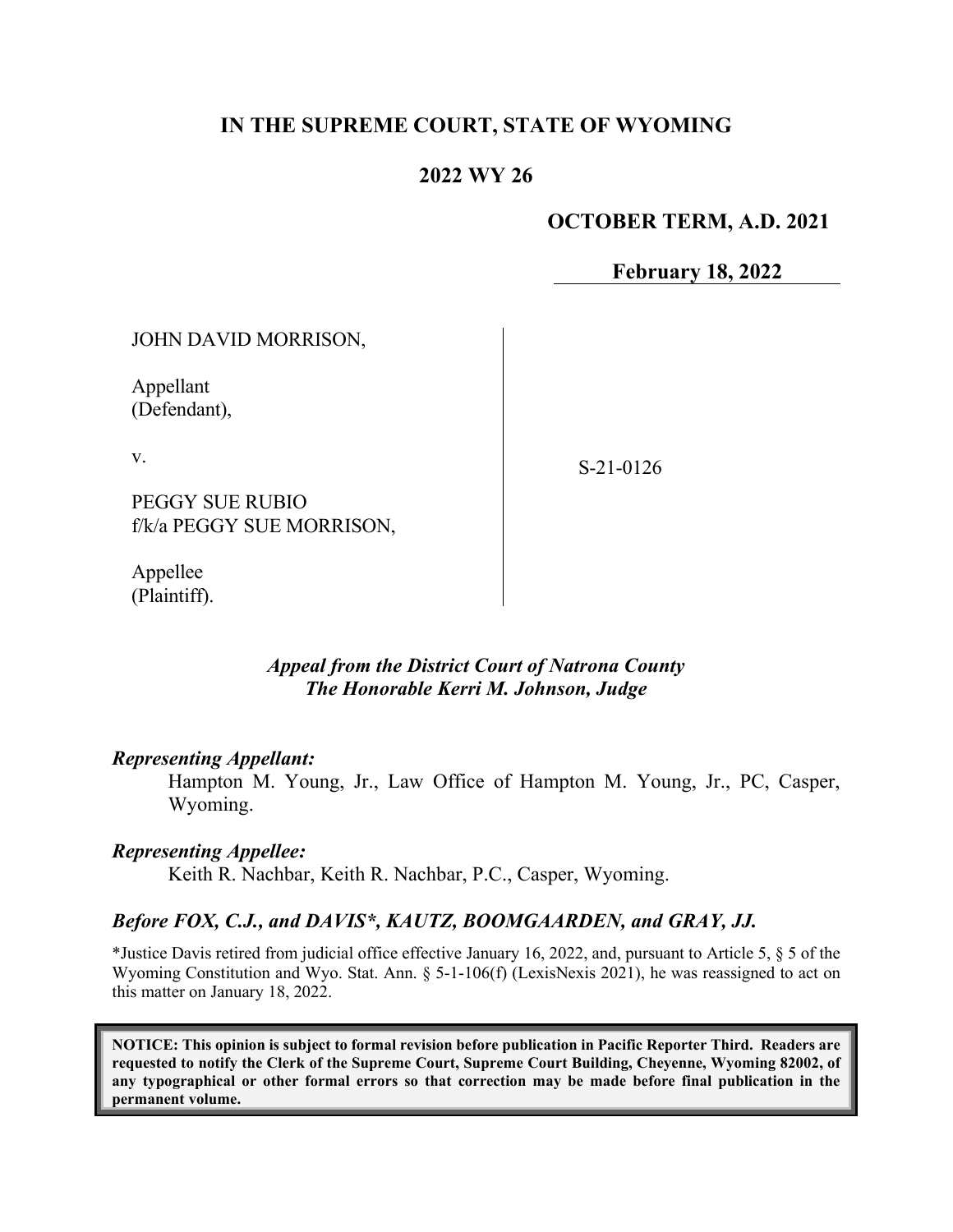# IN THE SUPREME COURT, STATE OF WYOMING

## 2022 WY 26

**OCTOBER TERM, A.D. 2021**

**February 18, 2022**

JOHN DAVID MORRISON,

Appellant
(Defendant),

v.

PEGGY SUE RUBIO
f/k/a PEGGY SUE MORRISON,

Appellee
(Plaintiff).

S-21-0126

***Appeal from the District Court of Natrona County***
***The Honorable Kerri M. Johnson, Judge***

***Representing Appellant:***

Hampton M. Young, Jr., Law Office of Hampton M. Young, Jr., PC, Casper, Wyoming.

***Representing Appellee:***

Keith R. Nachbar, Keith R. Nachbar, P.C., Casper, Wyoming.

***Before FOX, C.J., and DAVIS\*, KAUTZ, BOOMGAARDEN, and GRAY, JJ.***

\*Justice Davis retired from judicial office effective January 16, 2022, and, pursuant to Article 5, § 5 of the Wyoming Constitution and Wyo. Stat. Ann. § 5-1-106(f) (LexisNexis 2021), he was reassigned to act on this matter on January 18, 2022.

**NOTICE: This opinion is subject to formal revision before publication in Pacific Reporter Third. Readers are requested to notify the Clerk of the Supreme Court, Supreme Court Building, Cheyenne, Wyoming 82002, of any typographical or other formal errors so that correction may be made before final publication in the permanent volume.**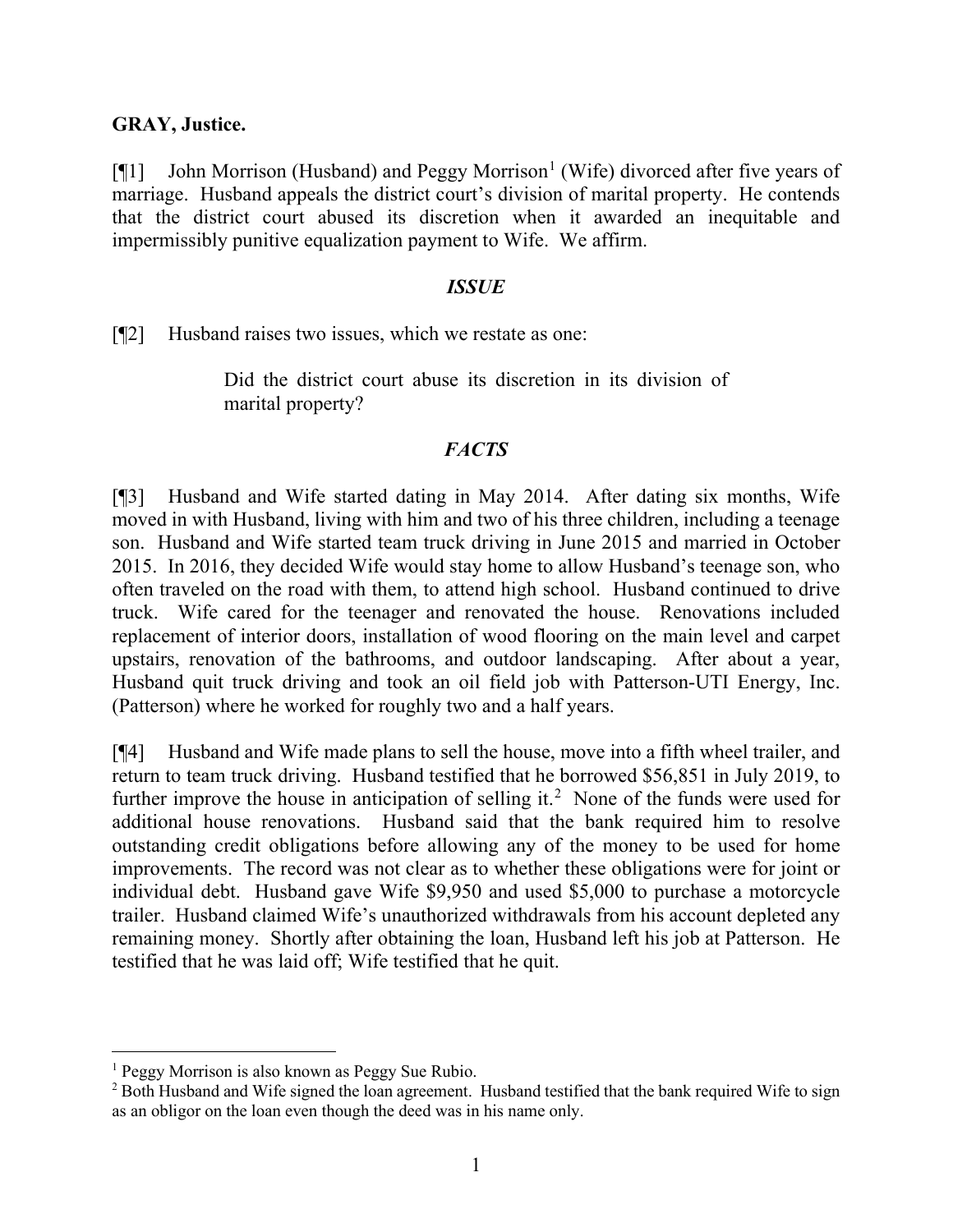**GRAY, Justice.**

[¶1] John Morrison (Husband) and Peggy Morrison[1] (Wife) divorced after five years of marriage. Husband appeals the district court's division of marital property. He contends that the district court abused its discretion when it awarded an inequitable and impermissibly punitive equalization payment to Wife. We affirm.

### *ISSUE*

[¶2] Husband raises two issues, which we restate as one:

> Did the district court abuse its discretion in its division of marital property?

### *FACTS*

[¶3] Husband and Wife started dating in May 2014. After dating six months, Wife moved in with Husband, living with him and two of his three children, including a teenage son. Husband and Wife started team truck driving in June 2015 and married in October 2015. In 2016, they decided Wife would stay home to allow Husband's teenage son, who often traveled on the road with them, to attend high school. Husband continued to drive truck. Wife cared for the teenager and renovated the house. Renovations included replacement of interior doors, installation of wood flooring on the main level and carpet upstairs, renovation of the bathrooms, and outdoor landscaping. After about a year, Husband quit truck driving and took an oil field job with Patterson-UTI Energy, Inc. (Patterson) where he worked for roughly two and a half years.

[¶4] Husband and Wife made plans to sell the house, move into a fifth wheel trailer, and return to team truck driving. Husband testified that he borrowed $56,851 in July 2019, to further improve the house in anticipation of selling it.[2] None of the funds were used for additional house renovations. Husband said that the bank required him to resolve outstanding credit obligations before allowing any of the money to be used for home improvements. The record was not clear as to whether these obligations were for joint or individual debt. Husband gave Wife $9,950 and used $5,000 to purchase a motorcycle trailer. Husband claimed Wife's unauthorized withdrawals from his account depleted any remaining money. Shortly after obtaining the loan, Husband left his job at Patterson. He testified that he was laid off; Wife testified that he quit.

---

[1] Peggy Morrison is also known as Peggy Sue Rubio.

[2] Both Husband and Wife signed the loan agreement. Husband testified that the bank required Wife to sign as an obligor on the loan even though the deed was in his name only.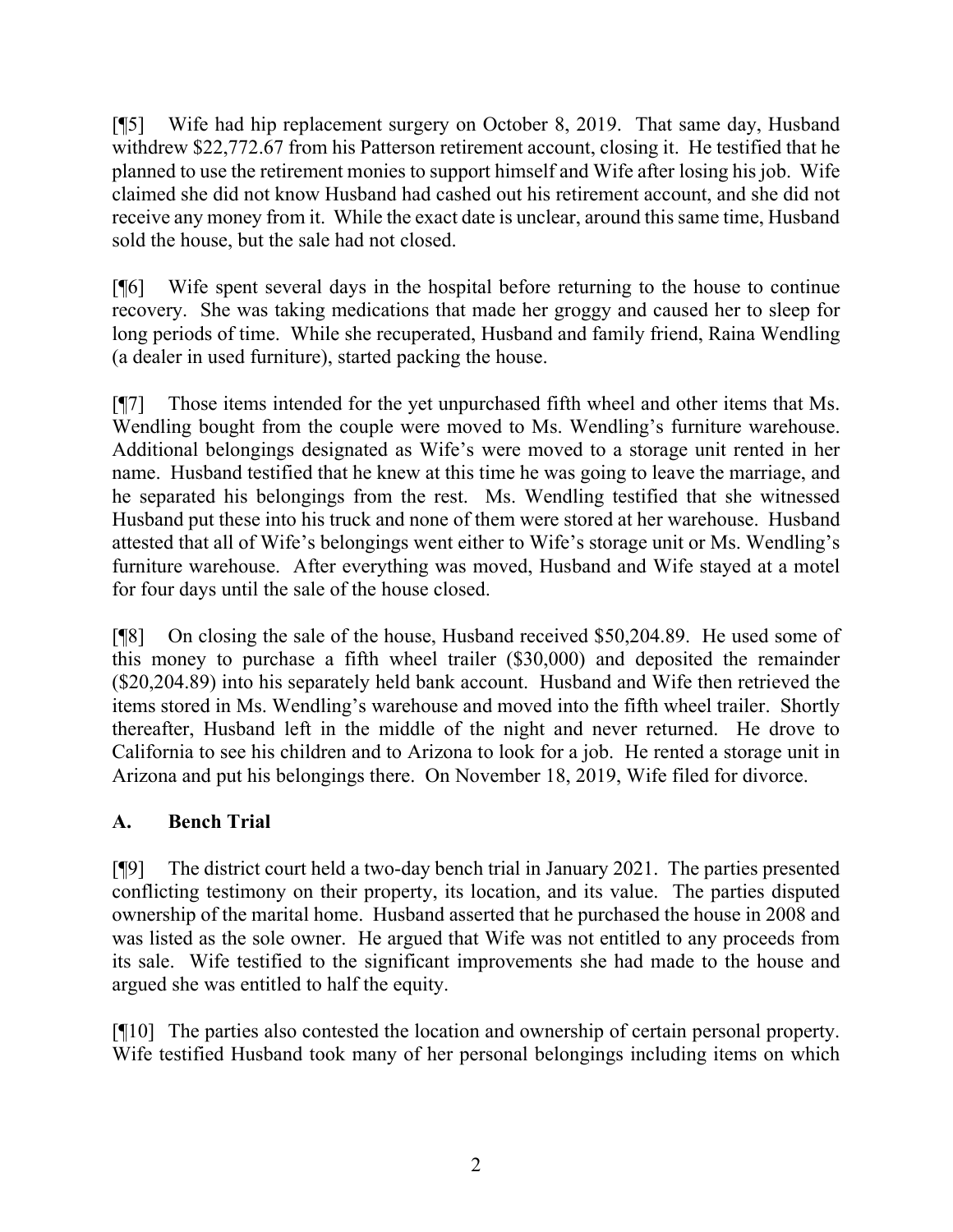[¶5] Wife had hip replacement surgery on October 8, 2019. That same day, Husband withdrew $22,772.67 from his Patterson retirement account, closing it. He testified that he planned to use the retirement monies to support himself and Wife after losing his job. Wife claimed she did not know Husband had cashed out his retirement account, and she did not receive any money from it. While the exact date is unclear, around this same time, Husband sold the house, but the sale had not closed.

[¶6] Wife spent several days in the hospital before returning to the house to continue recovery. She was taking medications that made her groggy and caused her to sleep for long periods of time. While she recuperated, Husband and family friend, Raina Wendling (a dealer in used furniture), started packing the house.

[¶7] Those items intended for the yet unpurchased fifth wheel and other items that Ms. Wendling bought from the couple were moved to Ms. Wendling's furniture warehouse. Additional belongings designated as Wife's were moved to a storage unit rented in her name. Husband testified that he knew at this time he was going to leave the marriage, and he separated his belongings from the rest. Ms. Wendling testified that she witnessed Husband put these into his truck and none of them were stored at her warehouse. Husband attested that all of Wife's belongings went either to Wife's storage unit or Ms. Wendling's furniture warehouse. After everything was moved, Husband and Wife stayed at a motel for four days until the sale of the house closed.

[¶8] On closing the sale of the house, Husband received $50,204.89. He used some of this money to purchase a fifth wheel trailer ($30,000) and deposited the remainder ($20,204.89) into his separately held bank account. Husband and Wife then retrieved the items stored in Ms. Wendling's warehouse and moved into the fifth wheel trailer. Shortly thereafter, Husband left in the middle of the night and never returned. He drove to California to see his children and to Arizona to look for a job. He rented a storage unit in Arizona and put his belongings there. On November 18, 2019, Wife filed for divorce.

## A. Bench Trial

[¶9] The district court held a two-day bench trial in January 2021. The parties presented conflicting testimony on their property, its location, and its value. The parties disputed ownership of the marital home. Husband asserted that he purchased the house in 2008 and was listed as the sole owner. He argued that Wife was not entitled to any proceeds from its sale. Wife testified to the significant improvements she had made to the house and argued she was entitled to half the equity.

[¶10] The parties also contested the location and ownership of certain personal property. Wife testified Husband took many of her personal belongings including items on which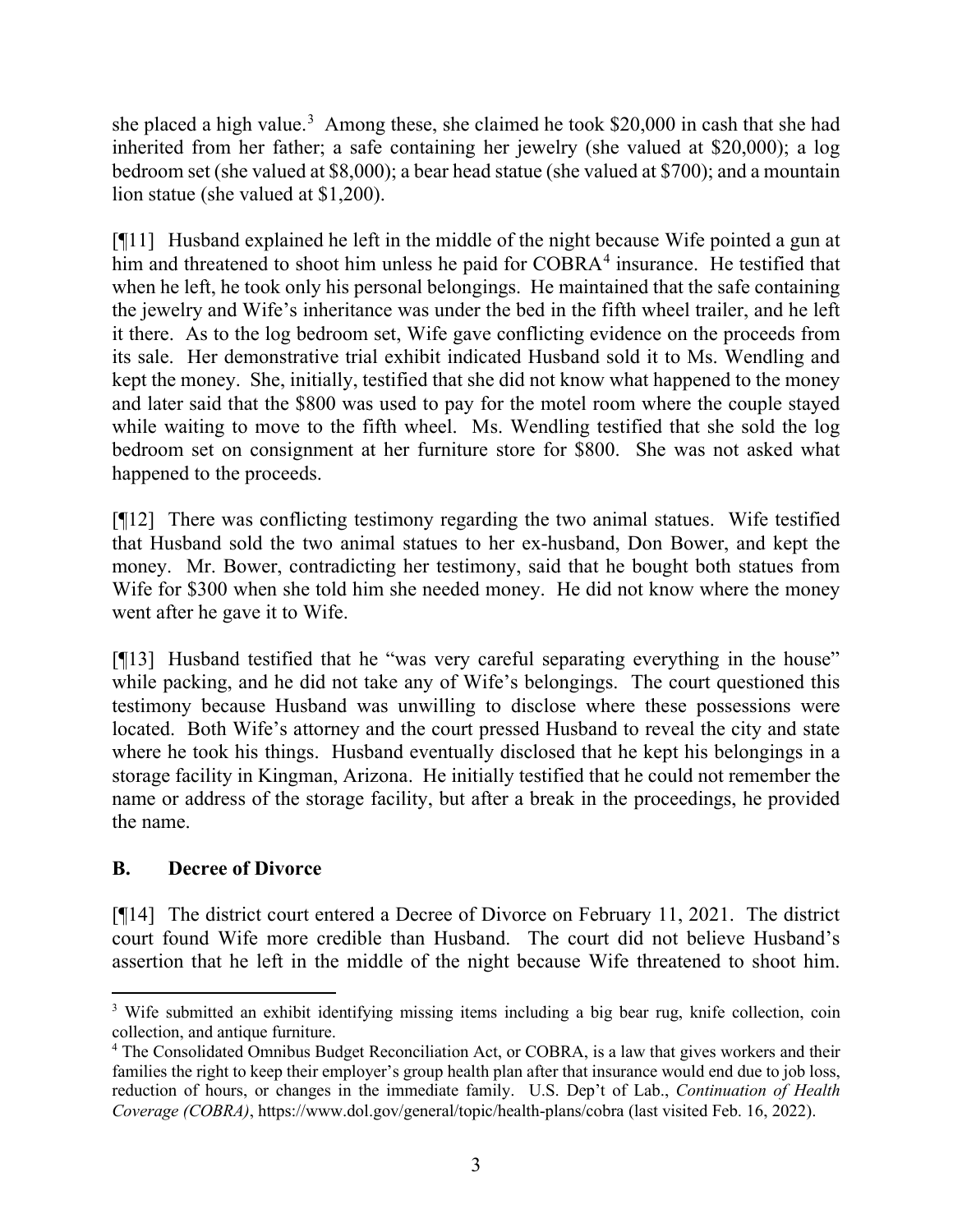she placed a high value.[3] Among these, she claimed he took $20,000 in cash that she had inherited from her father; a safe containing her jewelry (she valued at $20,000); a log bedroom set (she valued at $8,000); a bear head statue (she valued at $700); and a mountain lion statue (she valued at $1,200).

[¶11] Husband explained he left in the middle of the night because Wife pointed a gun at him and threatened to shoot him unless he paid for COBRA[4] insurance. He testified that when he left, he took only his personal belongings. He maintained that the safe containing the jewelry and Wife's inheritance was under the bed in the fifth wheel trailer, and he left it there. As to the log bedroom set, Wife gave conflicting evidence on the proceeds from its sale. Her demonstrative trial exhibit indicated Husband sold it to Ms. Wendling and kept the money. She, initially, testified that she did not know what happened to the money and later said that the $800 was used to pay for the motel room where the couple stayed while waiting to move to the fifth wheel. Ms. Wendling testified that she sold the log bedroom set on consignment at her furniture store for $800. She was not asked what happened to the proceeds.

[¶12] There was conflicting testimony regarding the two animal statues. Wife testified that Husband sold the two animal statues to her ex-husband, Don Bower, and kept the money. Mr. Bower, contradicting her testimony, said that he bought both statues from Wife for $300 when she told him she needed money. He did not know where the money went after he gave it to Wife.

[¶13] Husband testified that he "was very careful separating everything in the house" while packing, and he did not take any of Wife's belongings. The court questioned this testimony because Husband was unwilling to disclose where these possessions were located. Both Wife's attorney and the court pressed Husband to reveal the city and state where he took his things. Husband eventually disclosed that he kept his belongings in a storage facility in Kingman, Arizona. He initially testified that he could not remember the name or address of the storage facility, but after a break in the proceedings, he provided the name.

## B. Decree of Divorce

[¶14] The district court entered a Decree of Divorce on February 11, 2021. The district court found Wife more credible than Husband. The court did not believe Husband's assertion that he left in the middle of the night because Wife threatened to shoot him.

---

[3] Wife submitted an exhibit identifying missing items including a big bear rug, knife collection, coin collection, and antique furniture.

[4] The Consolidated Omnibus Budget Reconciliation Act, or COBRA, is a law that gives workers and their families the right to keep their employer's group health plan after that insurance would end due to job loss, reduction of hours, or changes in the immediate family. U.S. Dep't of Lab., *Continuation of Health Coverage (COBRA)*, https://www.dol.gov/general/topic/health-plans/cobra (last visited Feb. 16, 2022).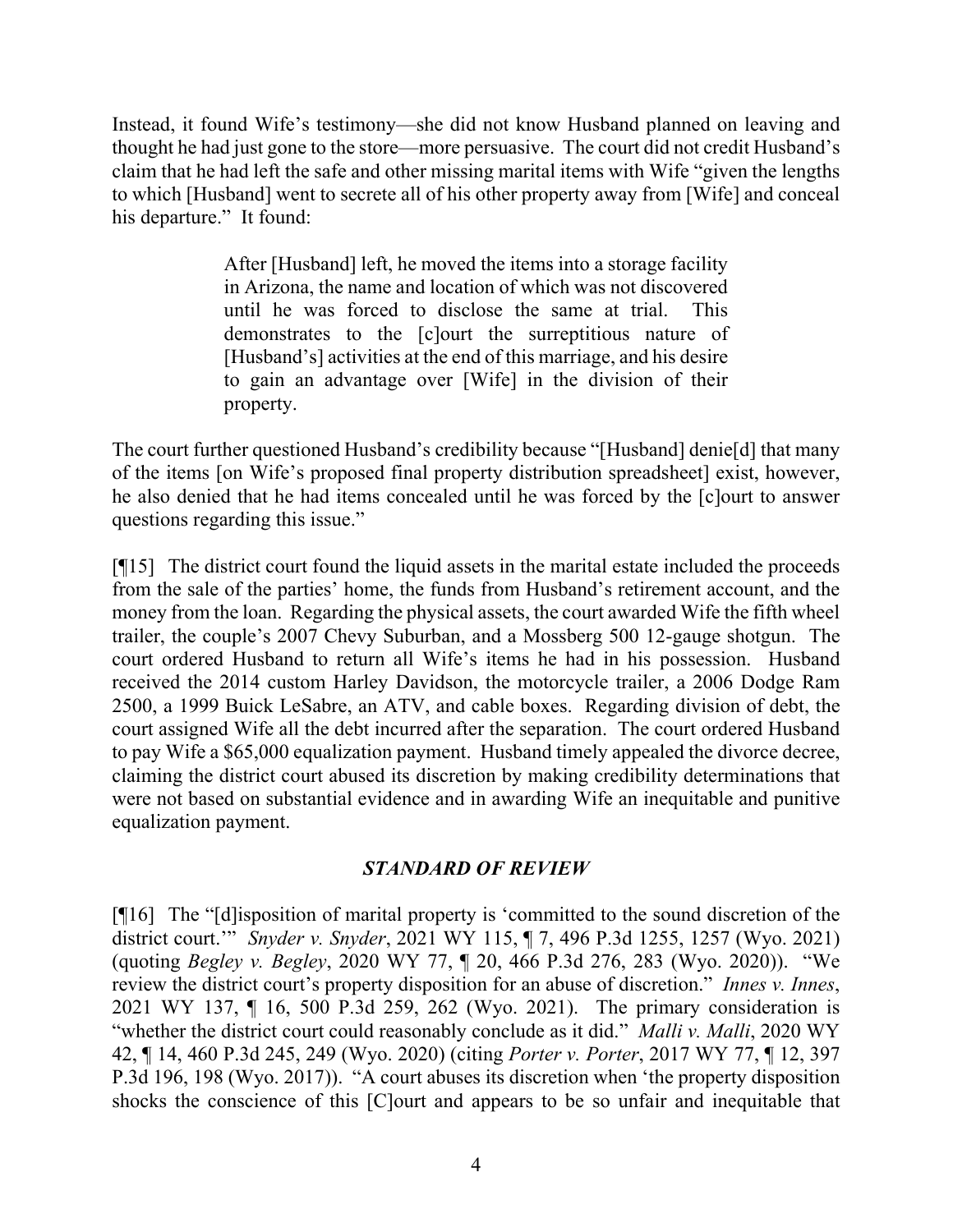Instead, it found Wife's testimony—she did not know Husband planned on leaving and thought he had just gone to the store—more persuasive. The court did not credit Husband's claim that he had left the safe and other missing marital items with Wife "given the lengths to which [Husband] went to secrete all of his other property away from [Wife] and conceal his departure." It found:

> After [Husband] left, he moved the items into a storage facility in Arizona, the name and location of which was not discovered until he was forced to disclose the same at trial. This demonstrates to the [c]ourt the surreptitious nature of [Husband's] activities at the end of this marriage, and his desire to gain an advantage over [Wife] in the division of their property.

The court further questioned Husband's credibility because "[Husband] denie[d] that many of the items [on Wife's proposed final property distribution spreadsheet] exist, however, he also denied that he had items concealed until he was forced by the [c]ourt to answer questions regarding this issue."

[¶15] The district court found the liquid assets in the marital estate included the proceeds from the sale of the parties' home, the funds from Husband's retirement account, and the money from the loan. Regarding the physical assets, the court awarded Wife the fifth wheel trailer, the couple's 2007 Chevy Suburban, and a Mossberg 500 12-gauge shotgun. The court ordered Husband to return all Wife's items he had in his possession. Husband received the 2014 custom Harley Davidson, the motorcycle trailer, a 2006 Dodge Ram 2500, a 1999 Buick LeSabre, an ATV, and cable boxes. Regarding division of debt, the court assigned Wife all the debt incurred after the separation. The court ordered Husband to pay Wife a $65,000 equalization payment. Husband timely appealed the divorce decree, claiming the district court abused its discretion by making credibility determinations that were not based on substantial evidence and in awarding Wife an inequitable and punitive equalization payment.

## *STANDARD OF REVIEW*

[¶16] The "[d]isposition of marital property is 'committed to the sound discretion of the district court.'" *Snyder v. Snyder*, 2021 WY 115, ¶ 7, 496 P.3d 1255, 1257 (Wyo. 2021) (quoting *Begley v. Begley*, 2020 WY 77, ¶ 20, 466 P.3d 276, 283 (Wyo. 2020)). "We review the district court's property disposition for an abuse of discretion." *Innes v. Innes*, 2021 WY 137, ¶ 16, 500 P.3d 259, 262 (Wyo. 2021). The primary consideration is "whether the district court could reasonably conclude as it did." *Malli v. Malli*, 2020 WY 42, ¶ 14, 460 P.3d 245, 249 (Wyo. 2020) (citing *Porter v. Porter*, 2017 WY 77, ¶ 12, 397 P.3d 196, 198 (Wyo. 2017)). "A court abuses its discretion when 'the property disposition shocks the conscience of this [C]ourt and appears to be so unfair and inequitable that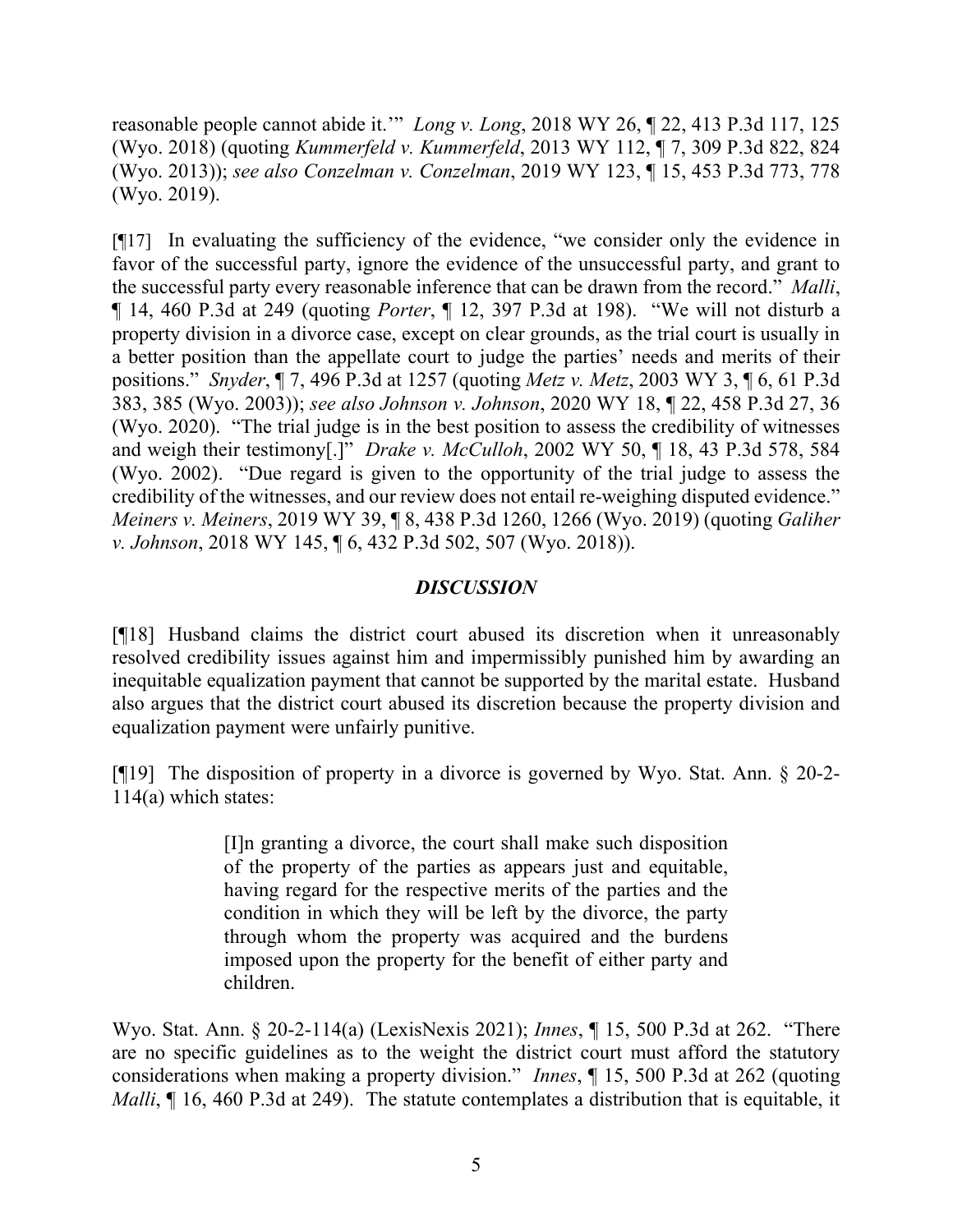reasonable people cannot abide it.'" *Long v. Long*, 2018 WY 26, ¶ 22, 413 P.3d 117, 125 (Wyo. 2018) (quoting *Kummerfeld v. Kummerfeld*, 2013 WY 112, ¶ 7, 309 P.3d 822, 824 (Wyo. 2013)); *see also Conzelman v. Conzelman*, 2019 WY 123, ¶ 15, 453 P.3d 773, 778 (Wyo. 2019).

[¶17] In evaluating the sufficiency of the evidence, "we consider only the evidence in favor of the successful party, ignore the evidence of the unsuccessful party, and grant to the successful party every reasonable inference that can be drawn from the record." *Malli*, ¶ 14, 460 P.3d at 249 (quoting *Porter*, ¶ 12, 397 P.3d at 198). "We will not disturb a property division in a divorce case, except on clear grounds, as the trial court is usually in a better position than the appellate court to judge the parties' needs and merits of their positions." *Snyder*, ¶ 7, 496 P.3d at 1257 (quoting *Metz v. Metz*, 2003 WY 3, ¶ 6, 61 P.3d 383, 385 (Wyo. 2003)); *see also Johnson v. Johnson*, 2020 WY 18, ¶ 22, 458 P.3d 27, 36 (Wyo. 2020). "The trial judge is in the best position to assess the credibility of witnesses and weigh their testimony[.]" *Drake v. McCulloh*, 2002 WY 50, ¶ 18, 43 P.3d 578, 584 (Wyo. 2002). "Due regard is given to the opportunity of the trial judge to assess the credibility of the witnesses, and our review does not entail re-weighing disputed evidence." *Meiners v. Meiners*, 2019 WY 39, ¶ 8, 438 P.3d 1260, 1266 (Wyo. 2019) (quoting *Galiher v. Johnson*, 2018 WY 145, ¶ 6, 432 P.3d 502, 507 (Wyo. 2018)).

## *DISCUSSION*

[¶18] Husband claims the district court abused its discretion when it unreasonably resolved credibility issues against him and impermissibly punished him by awarding an inequitable equalization payment that cannot be supported by the marital estate. Husband also argues that the district court abused its discretion because the property division and equalization payment were unfairly punitive.

[¶19] The disposition of property in a divorce is governed by Wyo. Stat. Ann. § 20-2-114(a) which states:

> [I]n granting a divorce, the court shall make such disposition of the property of the parties as appears just and equitable, having regard for the respective merits of the parties and the condition in which they will be left by the divorce, the party through whom the property was acquired and the burdens imposed upon the property for the benefit of either party and children.

Wyo. Stat. Ann. § 20-2-114(a) (LexisNexis 2021); *Innes*, ¶ 15, 500 P.3d at 262. "There are no specific guidelines as to the weight the district court must afford the statutory considerations when making a property division." *Innes*, ¶ 15, 500 P.3d at 262 (quoting *Malli*, ¶ 16, 460 P.3d at 249). The statute contemplates a distribution that is equitable, it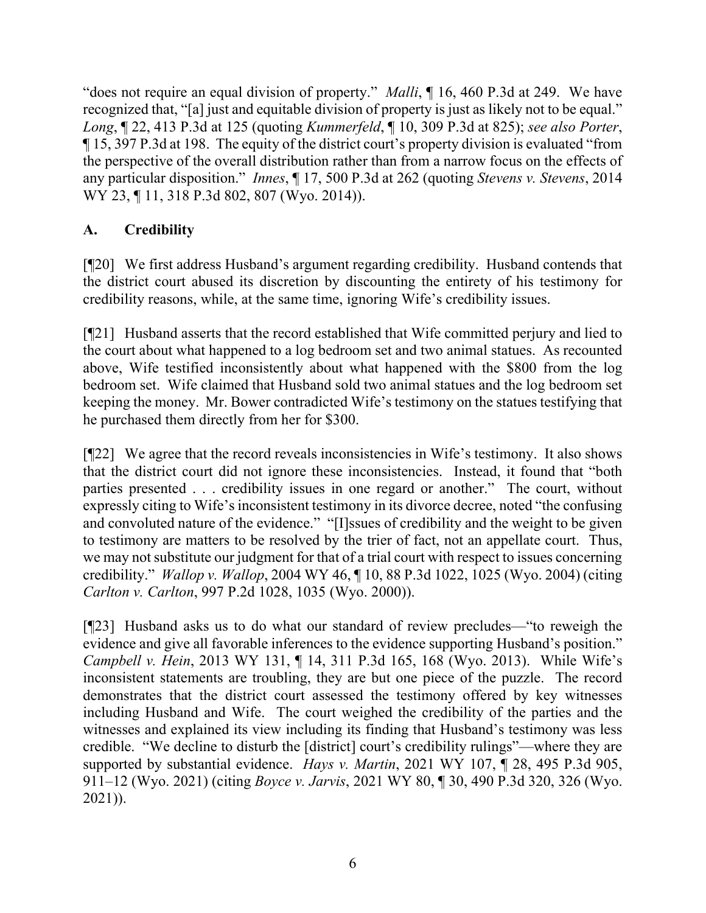"does not require an equal division of property." *Malli*, ¶ 16, 460 P.3d at 249. We have recognized that, "[a] just and equitable division of property is just as likely not to be equal." *Long*, ¶ 22, 413 P.3d at 125 (quoting *Kummerfeld*, ¶ 10, 309 P.3d at 825); *see also Porter*, ¶ 15, 397 P.3d at 198. The equity of the district court's property division is evaluated "from the perspective of the overall distribution rather than from a narrow focus on the effects of any particular disposition." *Innes*, ¶ 17, 500 P.3d at 262 (quoting *Stevens v. Stevens*, 2014 WY 23, ¶ 11, 318 P.3d 802, 807 (Wyo. 2014)).

## A. Credibility

[¶20] We first address Husband's argument regarding credibility. Husband contends that the district court abused its discretion by discounting the entirety of his testimony for credibility reasons, while, at the same time, ignoring Wife's credibility issues.

[¶21] Husband asserts that the record established that Wife committed perjury and lied to the court about what happened to a log bedroom set and two animal statues. As recounted above, Wife testified inconsistently about what happened with the $800 from the log bedroom set. Wife claimed that Husband sold two animal statues and the log bedroom set keeping the money. Mr. Bower contradicted Wife's testimony on the statues testifying that he purchased them directly from her for $300.

[¶22] We agree that the record reveals inconsistencies in Wife's testimony. It also shows that the district court did not ignore these inconsistencies. Instead, it found that "both parties presented . . . credibility issues in one regard or another." The court, without expressly citing to Wife's inconsistent testimony in its divorce decree, noted "the confusing and convoluted nature of the evidence." "[I]ssues of credibility and the weight to be given to testimony are matters to be resolved by the trier of fact, not an appellate court. Thus, we may not substitute our judgment for that of a trial court with respect to issues concerning credibility." *Wallop v. Wallop*, 2004 WY 46, ¶ 10, 88 P.3d 1022, 1025 (Wyo. 2004) (citing *Carlton v. Carlton*, 997 P.2d 1028, 1035 (Wyo. 2000)).

[¶23] Husband asks us to do what our standard of review precludes—"to reweigh the evidence and give all favorable inferences to the evidence supporting Husband's position." *Campbell v. Hein*, 2013 WY 131, ¶ 14, 311 P.3d 165, 168 (Wyo. 2013). While Wife's inconsistent statements are troubling, they are but one piece of the puzzle. The record demonstrates that the district court assessed the testimony offered by key witnesses including Husband and Wife. The court weighed the credibility of the parties and the witnesses and explained its view including its finding that Husband's testimony was less credible. "We decline to disturb the [district] court's credibility rulings"—where they are supported by substantial evidence. *Hays v. Martin*, 2021 WY 107, ¶ 28, 495 P.3d 905, 911–12 (Wyo. 2021) (citing *Boyce v. Jarvis*, 2021 WY 80, ¶ 30, 490 P.3d 320, 326 (Wyo. 2021)).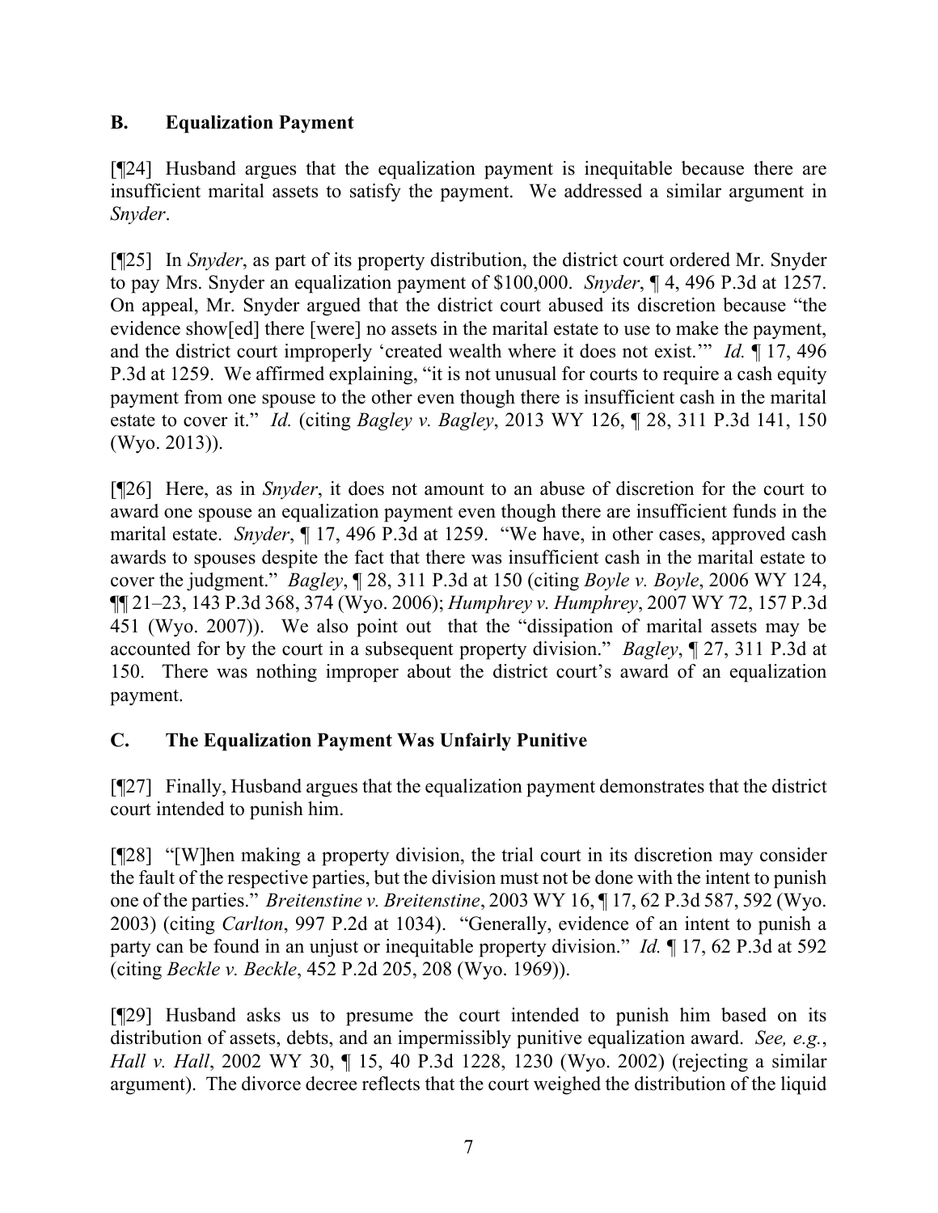### B. Equalization Payment

[¶24] Husband argues that the equalization payment is inequitable because there are insufficient marital assets to satisfy the payment. We addressed a similar argument in *Snyder*.

[¶25] In *Snyder*, as part of its property distribution, the district court ordered Mr. Snyder to pay Mrs. Snyder an equalization payment of $100,000. *Snyder*, ¶ 4, 496 P.3d at 1257. On appeal, Mr. Snyder argued that the district court abused its discretion because "the evidence show[ed] there [were] no assets in the marital estate to use to make the payment, and the district court improperly 'created wealth where it does not exist.'" *Id.* ¶ 17, 496 P.3d at 1259. We affirmed explaining, "it is not unusual for courts to require a cash equity payment from one spouse to the other even though there is insufficient cash in the marital estate to cover it." *Id.* (citing *Bagley v. Bagley*, 2013 WY 126, ¶ 28, 311 P.3d 141, 150 (Wyo. 2013)).

[¶26] Here, as in *Snyder*, it does not amount to an abuse of discretion for the court to award one spouse an equalization payment even though there are insufficient funds in the marital estate. *Snyder*, ¶ 17, 496 P.3d at 1259. "We have, in other cases, approved cash awards to spouses despite the fact that there was insufficient cash in the marital estate to cover the judgment." *Bagley*, ¶ 28, 311 P.3d at 150 (citing *Boyle v. Boyle*, 2006 WY 124, ¶¶ 21–23, 143 P.3d 368, 374 (Wyo. 2006); *Humphrey v. Humphrey*, 2007 WY 72, 157 P.3d 451 (Wyo. 2007)). We also point out that the "dissipation of marital assets may be accounted for by the court in a subsequent property division." *Bagley*, ¶ 27, 311 P.3d at 150. There was nothing improper about the district court's award of an equalization payment.

### C. The Equalization Payment Was Unfairly Punitive

[¶27] Finally, Husband argues that the equalization payment demonstrates that the district court intended to punish him.

[¶28] "[W]hen making a property division, the trial court in its discretion may consider the fault of the respective parties, but the division must not be done with the intent to punish one of the parties." *Breitenstine v. Breitenstine*, 2003 WY 16, ¶ 17, 62 P.3d 587, 592 (Wyo. 2003) (citing *Carlton*, 997 P.2d at 1034). "Generally, evidence of an intent to punish a party can be found in an unjust or inequitable property division." *Id.* ¶ 17, 62 P.3d at 592 (citing *Beckle v. Beckle*, 452 P.2d 205, 208 (Wyo. 1969)).

[¶29] Husband asks us to presume the court intended to punish him based on its distribution of assets, debts, and an impermissibly punitive equalization award. *See, e.g.*, *Hall v. Hall*, 2002 WY 30, ¶ 15, 40 P.3d 1228, 1230 (Wyo. 2002) (rejecting a similar argument). The divorce decree reflects that the court weighed the distribution of the liquid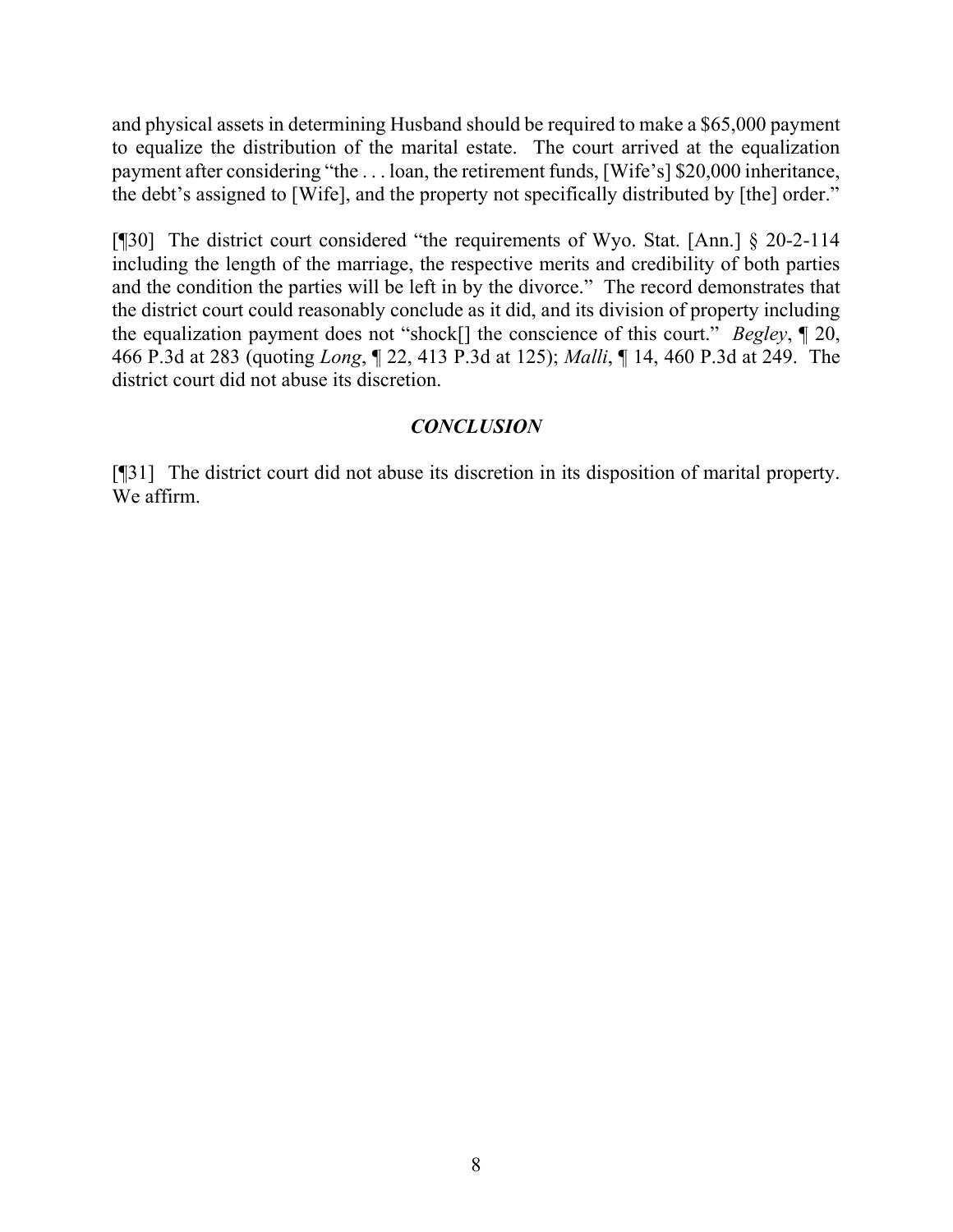and physical assets in determining Husband should be required to make a $65,000 payment to equalize the distribution of the marital estate. The court arrived at the equalization payment after considering "the . . . loan, the retirement funds, [Wife's] $20,000 inheritance, the debt's assigned to [Wife], and the property not specifically distributed by [the] order."

[¶30] The district court considered "the requirements of Wyo. Stat. [Ann.] § 20-2-114 including the length of the marriage, the respective merits and credibility of both parties and the condition the parties will be left in by the divorce." The record demonstrates that the district court could reasonably conclude as it did, and its division of property including the equalization payment does not "shock[] the conscience of this court." *Begley*, ¶ 20, 466 P.3d at 283 (quoting *Long*, ¶ 22, 413 P.3d at 125); *Malli*, ¶ 14, 460 P.3d at 249. The district court did not abuse its discretion.

## *CONCLUSION*

[¶31] The district court did not abuse its discretion in its disposition of marital property. We affirm.